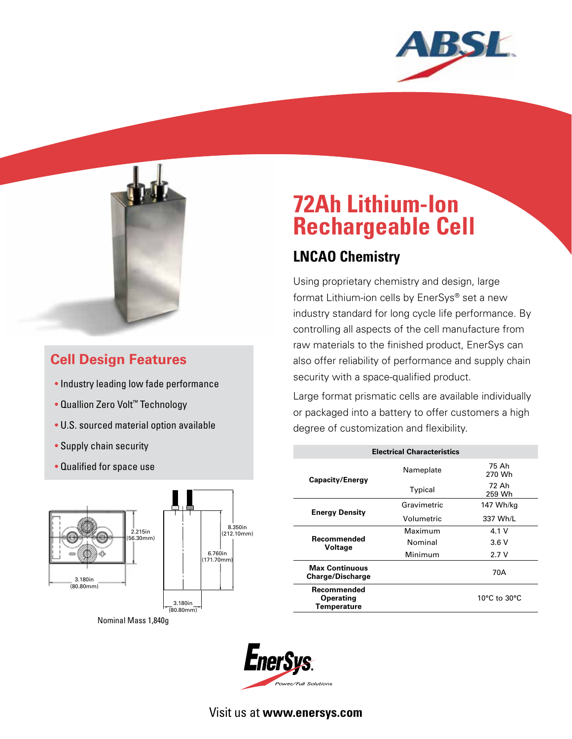# 72Ah Lithium-Ion Rechargeable Cell

## LNCAO Chemistry

Using proprietary chemistry and design, large format Lithium-ion cells by EnerSys® set a new industry standard for long cycle life performance. By controlling all aspects of the cell manufacture from raw materials to the finished product, EnerSys can also offer reliability of performance and supply chain security with a space-qualified product.

Large format prismatic cells are available individually or packaged into a battery to offer customers a high degree of customization and flexibility.

## Cell Design Features

- Industry leading low fade performance
- Quallion Zero Volt™ Technology
- U.S. sourced material option available
- Supply chain security
- Qualified for space use

2.215in (56.30mm)

3.180in (80.80mm)

8.350in (212.10mm)

6.760in (171.70mm)

3.180in (80.80mm)

Nominal Mass 1,840g

| Electrical Characteristics | | |
|---|---|---|
| Capacity/Energy | Nameplate | 75 Ah<br>270 Wh |
| | Typical | 72 Ah<br>259 Wh |
| Energy Density | Gravimetric | 147 Wh/kg |
| | Volumetric | 337 Wh/L |
| Recommended Voltage | Maximum | 4.1 V |
| | Nominal | 3.6 V |
| | Minimum | 2.7 V |
| Max Continuous Charge/Discharge | | 70A |
| Recommended Operating Temperature | | 10°C to 30°C |

Visit us at **www.enersys.com**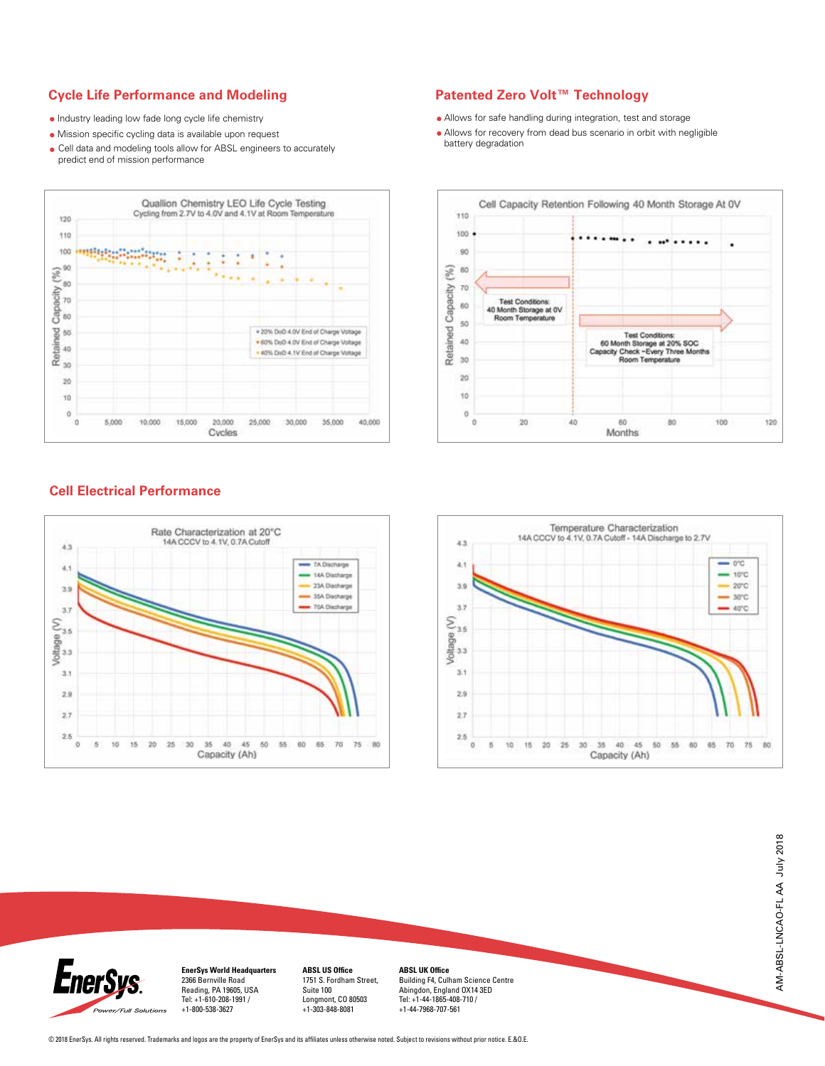## Cycle Life Performance and Modeling

- Industry leading low fade long cycle life chemistry
- Mission specific cycling data is available upon request
- Cell data and modeling tools allow for ABSL engineers to accurately predict end of mission performance

Quallion Chemistry LEO Life Cycle Testing
Cycling from 2.7V to 4.0V and 4.1V at Room Temperature

Retained Capacity (%)
120
110
100
90
80
70
60
50
40
30
20
10
0

Cycles
0
5,000
10,000
15,000
20,000
25,000
30,000
35,000
40,000

20% DoD 4.0V End of Charge Voltage
60% DoD 4.0V End of Charge Voltage
40% DoD 4.1V End of Charge Voltage

## Patented Zero Volt™ Technology

- Allows for safe handling during integration, test and storage
- Allows for recovery from dead bus scenario in orbit with negligible battery degradation

Cell Capacity Retention Following 40 Month Storage At 0V

Retained Capacity (%)
110
100
90
80
70
60
50
40
30
20
10
0

Months
0
20
40
60
80
100
120

Test Conditions:
40 Month Storage at 0V
Room Temperature

Test Conditions:
60 Month Storage at 20% SOC
Capacity Check ~Every Three Months
Room Temperature

## Cell Electrical Performance

Rate Characterization at 20°C
14A CCCV to 4.1V, 0.7A Cutoff

Voltage (V)
4.3
4.1
3.9
3.7
3.5
3.3
3.1
2.9
2.7
2.5

Capacity (Ah)
0
5
10
15
20
25
30
35
40
45
50
55
60
65
70
75
80

7A Discharge
14A Discharge
23A Discharge
35A Discharge
70A Discharge

Temperature Characterization
14A CCCV to 4.1V, 0.7A Cutoff - 14A Discharge to 2.7V

Voltage (V)
4.3
4.1
3.9
3.7
3.5
3.3
3.1
2.9
2.7
2.5

Capacity (Ah)
0
5
10
15
20
25
30
35
40
45
50
55
60
65
70
75
80

0°C
10°C
20°C
30°C
40°C

AM-ABSL-LNCAO-FL AA July 2018

EnerSys
Power/Full Solutions

**EnerSys World Headquarters**
2366 Bernville Road
Reading, PA 19605, USA
Tel: +1-610-208-1991 /
+1-800-538-3627

**ABSL US Office**
1751 S. Fordham Street,
Suite 100
Longmont, CO 80503
+1-303-848-8081

**ABSL UK Office**
Building F4, Culham Science Centre
Abingdon, England OX14 3ED
Tel: +1-44-1865-408-710 /
+1-44-7968-707-561

© 2018 EnerSys. All rights reserved. Trademarks and logos are the property of EnerSys and its affiliates unless otherwise noted. Subject to revisions without prior notice. E.&O.E.